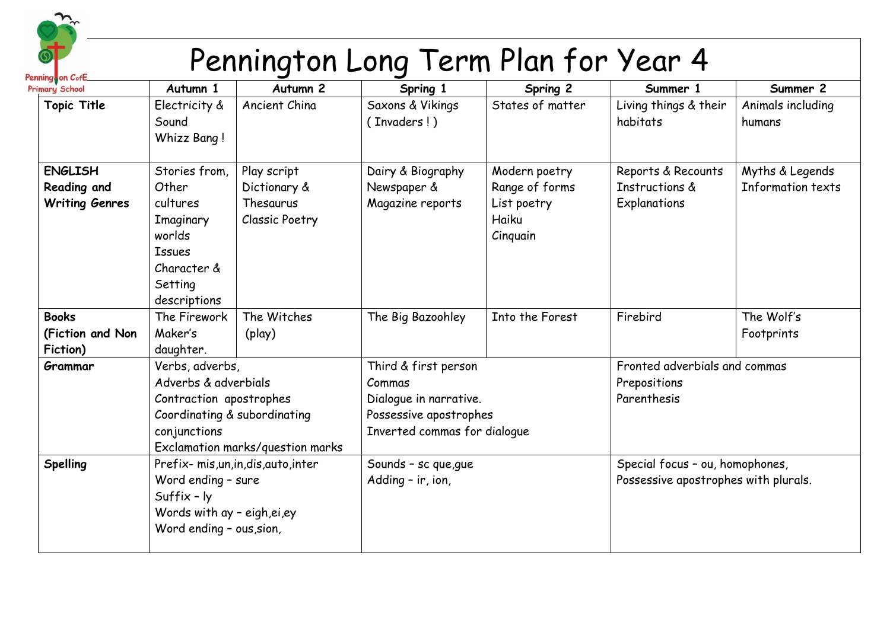# Pennington Long Term Plan for Year 4

Pennington CofE Primary School

| | Autumn 1 | Autumn 2 | Spring 1 | Spring 2 | Summer 1 | Summer 2 |
|---|---|---|---|---|---|---|
| **Topic Title** | Electricity & Sound Whizz Bang ! | Ancient China | Saxons & Vikings ( Invaders ! ) | States of matter | Living things & their habitats | Animals including humans |
| **ENGLISH Reading and Writing Genres** | Stories from, Other cultures<br>Imaginary worlds<br>Issues<br>Character & Setting descriptions | Play script<br>Dictionary & Thesaurus<br>Classic Poetry | Dairy & Biography<br>Newspaper & Magazine reports | Modern poetry<br>Range of forms<br>List poetry<br>Haiku<br>Cinquain | Reports & Recounts<br>Instructions & Explanations | Myths & Legends<br>Information texts |
| **Books (Fiction and Non Fiction)** | The Firework Maker's daughter. | The Witches (play) | The Big Bazoohley | Into the Forest | Firebird | The Wolf's Footprints |
| **Grammar** | Verbs, adverbs,<br>Adverbs & adverbials<br>Contraction apostrophes<br>Coordinating & subordinating conjunctions<br>Exclamation marks/question marks | | Third & first person<br>Commas<br>Dialogue in narrative.<br>Possessive apostrophes<br>Inverted commas for dialogue | | Fronted adverbials and commas<br>Prepositions<br>Parenthesis | |
| **Spelling** | Prefix- mis,un,in,dis,auto,inter<br>Word ending – sure<br>Suffix – ly<br>Words with ay – eigh,ei,ey<br>Word ending – ous,sion, | | Sounds – sc que,gue<br>Adding – ir, ion, | | Special focus – ou, homophones,<br>Possessive apostrophes with plurals. | |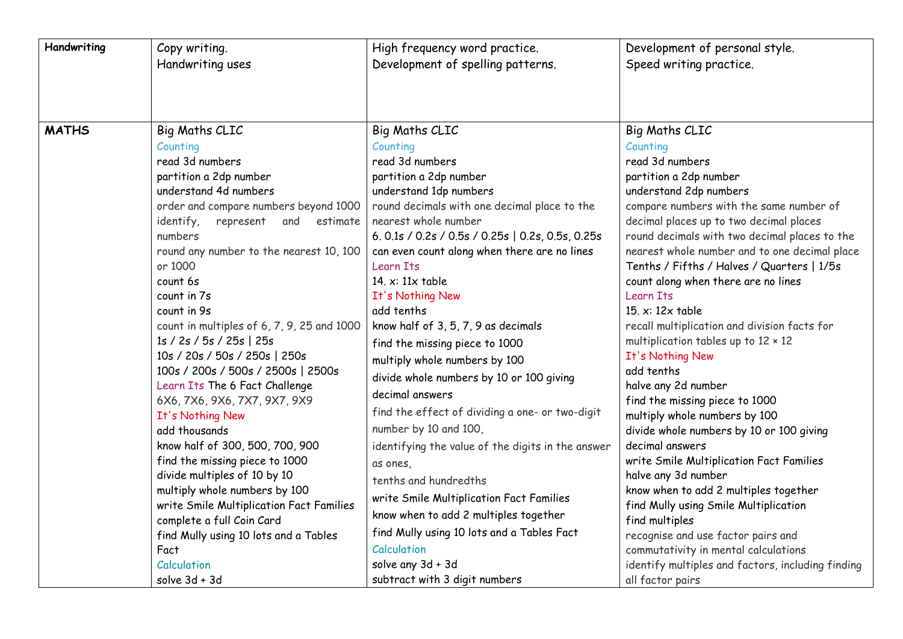| Handwriting | Copy writing.<br>Handwriting uses | High frequency word practice.<br>Development of spelling patterns. | Development of personal style.<br>Speed writing practice. |
|---|---|---|---|
| **MATHS** | Big Maths CLIC<br>Counting<br>read 3d numbers<br>partition a 2dp number<br>understand 4d numbers<br>order and compare numbers beyond 1000<br>identify, represent and estimate numbers<br>round any number to the nearest 10, 100 or 1000<br>count 6s<br>count in 7s<br>count in 9s<br>count in multiples of 6, 7, 9, 25 and 1000<br>1s / 2s / 5s / 25s \| 25s<br>10s / 20s / 50s / 250s \| 250s<br>100s / 200s / 500s / 2500s \| 2500s<br>Learn Its The 6 Fact Challenge<br>6X6, 7X6, 9X6, 7X7, 9X7, 9X9<br>It's Nothing New<br>add thousands<br>know half of 300, 500, 700, 900<br>find the missing piece to 1000<br>divide multiples of 10 by 10<br>multiply whole numbers by 100<br>write Smile Multiplication Fact Families<br>complete a full Coin Card<br>find Mully using 10 lots and a Tables Fact<br>Calculation<br>solve 3d + 3d | Big Maths CLIC<br>Counting<br>read 3d numbers<br>partition a 2dp number<br>understand 1dp numbers<br>round decimals with one decimal place to the nearest whole number<br>6. 0.1s / 0.2s / 0.5s / 0.25s \| 0.2s, 0.5s, 0.25s<br>can even count along when there are no lines<br>Learn Its<br>14. x: 11x table<br>It's Nothing New<br>add tenths<br>know half of 3, 5, 7, 9 as decimals<br>find the missing piece to 1000<br>multiply whole numbers by 100<br>divide whole numbers by 10 or 100 giving decimal answers<br>find the effect of dividing a one- or two-digit number by 10 and 100,<br>identifying the value of the digits in the answer as ones,<br>tenths and hundredths<br>write Smile Multiplication Fact Families<br>know when to add 2 multiples together<br>find Mully using 10 lots and a Tables Fact<br>Calculation<br>solve any 3d + 3d<br>subtract with 3 digit numbers | Big Maths CLIC<br>Counting<br>read 3d numbers<br>partition a 2dp number<br>understand 2dp numbers<br>compare numbers with the same number of decimal places up to two decimal places<br>round decimals with two decimal places to the nearest whole number and to one decimal place<br>Tenths / Fifths / Halves / Quarters \| 1/5s<br>count along when there are no lines<br>Learn Its<br>15. x: 12x table<br>recall multiplication and division facts for multiplication tables up to 12 × 12<br>It's Nothing New<br>add tenths<br>halve any 2d number<br>find the missing piece to 1000<br>multiply whole numbers by 100<br>divide whole numbers by 10 or 100 giving decimal answers<br>write Smile Multiplication Fact Families<br>halve any 3d number<br>know when to add 2 multiples together<br>find Mully using Smile Multiplication<br>find multiples<br>recognise and use factor pairs and commutativity in mental calculations<br>identify multiples and factors, including finding all factor pairs |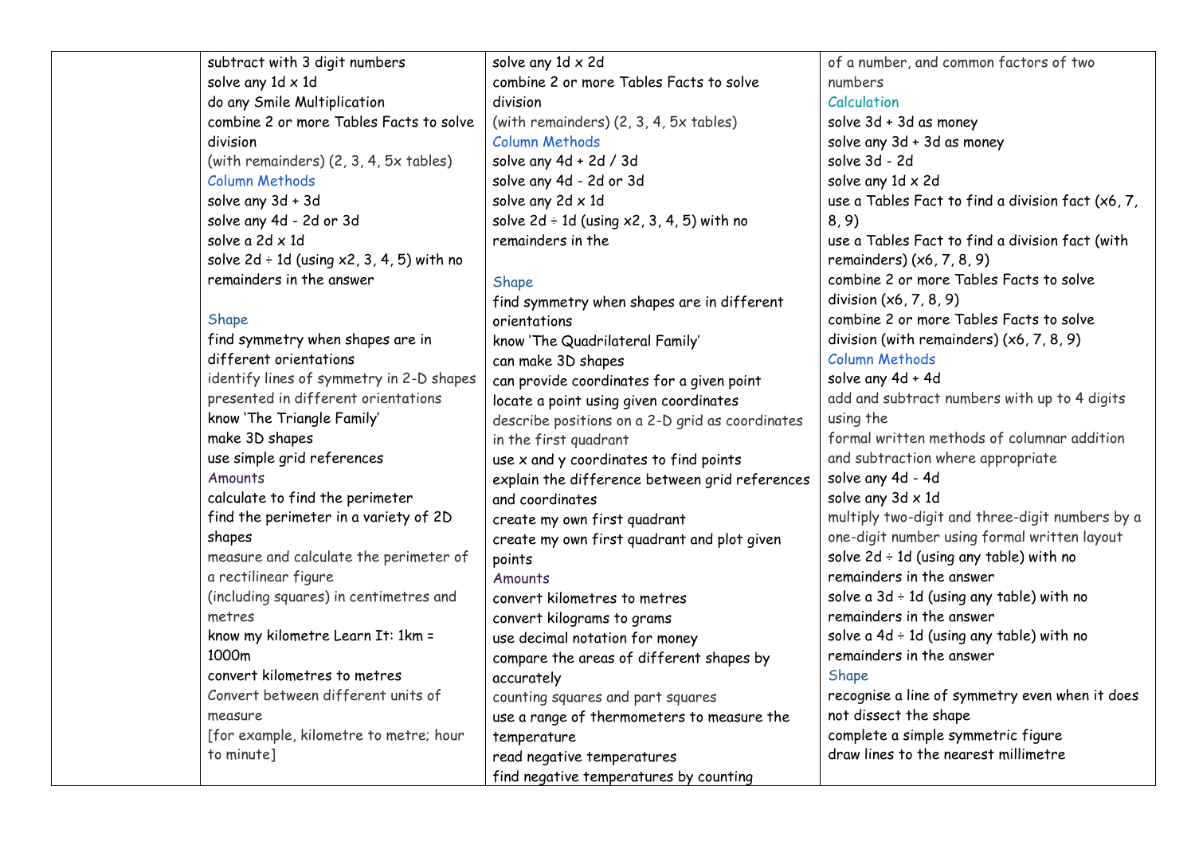| | | | |
|---|---|---|---|
| | subtract with 3 digit numbers<br>solve any 1d x 1d<br>do any Smile Multiplication<br>combine 2 or more Tables Facts to solve division<br>(with remainders) (2, 3, 4, 5x tables)<br>Column Methods<br>solve any 3d + 3d<br>solve any 4d - 2d or 3d<br>solve a 2d x 1d<br>solve 2d ÷ 1d (using x2, 3, 4, 5) with no remainders in the answer<br><br>Shape<br>find symmetry when shapes are in different orientations<br>identify lines of symmetry in 2-D shapes presented in different orientations<br>know 'The Triangle Family'<br>make 3D shapes<br>use simple grid references<br>Amounts<br>calculate to find the perimeter<br>find the perimeter in a variety of 2D shapes<br>measure and calculate the perimeter of a rectilinear figure<br>(including squares) in centimetres and metres<br>know my kilometre Learn It: 1km = 1000m<br>convert kilometres to metres<br>Convert between different units of measure<br>[for example, kilometre to metre; hour to minute] | solve any 1d x 2d<br>combine 2 or more Tables Facts to solve division<br>(with remainders) (2, 3, 4, 5x tables)<br>Column Methods<br>solve any 4d + 2d / 3d<br>solve any 4d - 2d or 3d<br>solve any 2d x 1d<br>solve 2d ÷ 1d (using x2, 3, 4, 5) with no remainders in the<br><br>Shape<br>find symmetry when shapes are in different orientations<br>know 'The Quadrilateral Family'<br>can make 3D shapes<br>can provide coordinates for a given point<br>locate a point using given coordinates<br>describe positions on a 2-D grid as coordinates in the first quadrant<br>use x and y coordinates to find points<br>explain the difference between grid references and coordinates<br>create my own first quadrant<br>create my own first quadrant and plot given points<br>Amounts<br>convert kilometres to metres<br>convert kilograms to grams<br>use decimal notation for money<br>compare the areas of different shapes by accurately<br>counting squares and part squares<br>use a range of thermometers to measure the temperature<br>read negative temperatures<br>find negative temperatures by counting | of a number, and common factors of two numbers<br>Calculation<br>solve 3d + 3d as money<br>solve any 3d + 3d as money<br>solve 3d - 2d<br>solve any 1d x 2d<br>use a Tables Fact to find a division fact (x6, 7, 8, 9)<br>use a Tables Fact to find a division fact (with remainders) (x6, 7, 8, 9)<br>combine 2 or more Tables Facts to solve division (x6, 7, 8, 9)<br>combine 2 or more Tables Facts to solve division (with remainders) (x6, 7, 8, 9)<br>Column Methods<br>solve any 4d + 4d<br>add and subtract numbers with up to 4 digits using the<br>formal written methods of columnar addition and subtraction where appropriate<br>solve any 4d - 4d<br>solve any 3d x 1d<br>multiply two-digit and three-digit numbers by a one-digit number using formal written layout<br>solve 2d ÷ 1d (using any table) with no remainders in the answer<br>solve a 3d ÷ 1d (using any table) with no remainders in the answer<br>solve a 4d ÷ 1d (using any table) with no remainders in the answer<br>Shape<br>recognise a line of symmetry even when it does not dissect the shape<br>complete a simple symmetric figure<br>draw lines to the nearest millimetre |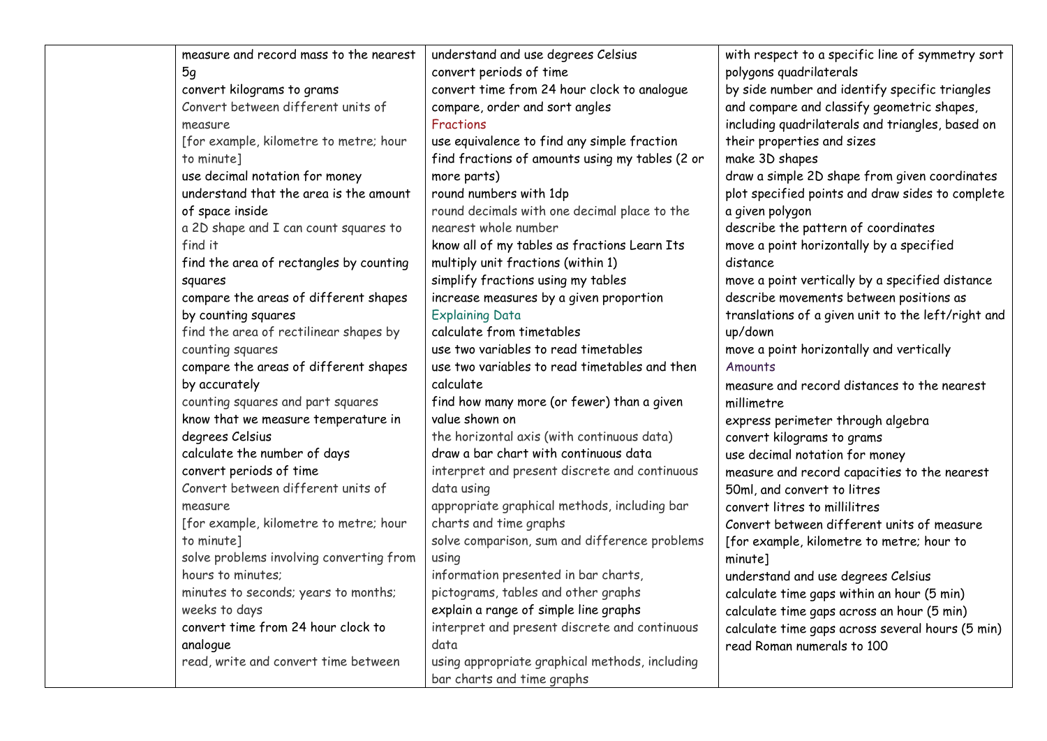| | | | |
|---|---|---|---|
| | measure and record mass to the nearest 5g<br>convert kilograms to grams<br>Convert between different units of measure<br>[for example, kilometre to metre; hour to minute]<br>use decimal notation for money<br>understand that the area is the amount of space inside<br>a 2D shape and I can count squares to find it<br>find the area of rectangles by counting squares<br>compare the areas of different shapes by counting squares<br>find the area of rectilinear shapes by counting squares<br>compare the areas of different shapes by accurately<br>counting squares and part squares<br>know that we measure temperature in degrees Celsius<br>calculate the number of days<br>convert periods of time<br>Convert between different units of measure<br>[for example, kilometre to metre; hour to minute]<br>solve problems involving converting from hours to minutes;<br>minutes to seconds; years to months; weeks to days<br>convert time from 24 hour clock to analogue<br>read, write and convert time between | understand and use degrees Celsius<br>convert periods of time<br>convert time from 24 hour clock to analogue<br>compare, order and sort angles<br>Fractions<br>use equivalence to find any simple fraction<br>find fractions of amounts using my tables (2 or more parts)<br>round numbers with 1dp<br>round decimals with one decimal place to the nearest whole number<br>know all of my tables as fractions Learn Its<br>multiply unit fractions (within 1)<br>simplify fractions using my tables<br>increase measures by a given proportion<br>Explaining Data<br>calculate from timetables<br>use two variables to read timetables<br>use two variables to read timetables and then calculate<br>find how many more (or fewer) than a given value shown on<br>the horizontal axis (with continuous data)<br>draw a bar chart with continuous data<br>interpret and present discrete and continuous data using<br>appropriate graphical methods, including bar charts and time graphs<br>solve comparison, sum and difference problems using<br>information presented in bar charts, pictograms, tables and other graphs<br>explain a range of simple line graphs<br>interpret and present discrete and continuous data<br>using appropriate graphical methods, including bar charts and time graphs | with respect to a specific line of symmetry sort polygons quadrilaterals<br>by side number and identify specific triangles and compare and classify geometric shapes, including quadrilaterals and triangles, based on their properties and sizes<br>make 3D shapes<br>draw a simple 2D shape from given coordinates<br>plot specified points and draw sides to complete a given polygon<br>describe the pattern of coordinates<br>move a point horizontally by a specified distance<br>move a point vertically by a specified distance<br>describe movements between positions as translations of a given unit to the left/right and up/down<br>move a point horizontally and vertically<br>Amounts<br>measure and record distances to the nearest millimetre<br>express perimeter through algebra<br>convert kilograms to grams<br>use decimal notation for money<br>measure and record capacities to the nearest 50ml, and convert to litres<br>convert litres to millilitres<br>Convert between different units of measure<br>[for example, kilometre to metre; hour to minute]<br>understand and use degrees Celsius<br>calculate time gaps within an hour (5 min)<br>calculate time gaps across an hour (5 min)<br>calculate time gaps across several hours (5 min)<br>read Roman numerals to 100 |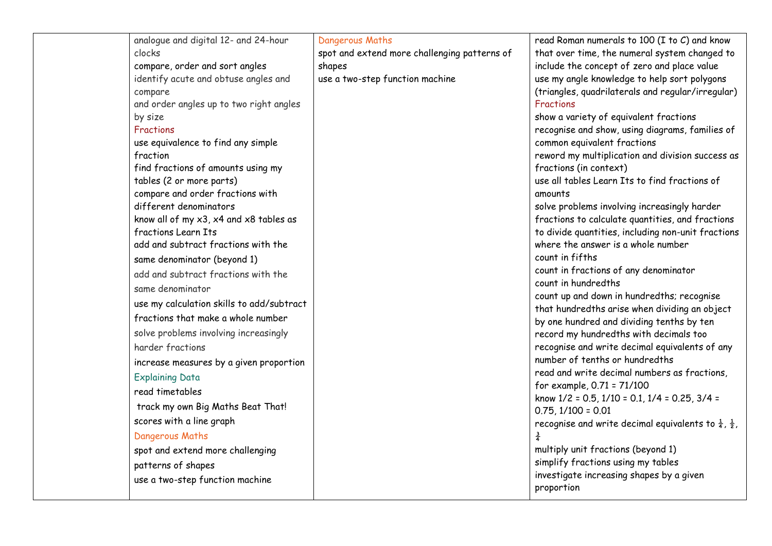| | | | |
|---|---|---|---|
| | analogue and digital 12- and 24-hour clocks<br>compare, order and sort angles<br>identify acute and obtuse angles and compare<br>and order angles up to two right angles by size<br>Fractions<br>use equivalence to find any simple fraction<br>find fractions of amounts using my tables (2 or more parts)<br>compare and order fractions with different denominators<br>know all of my x3, x4 and x8 tables as fractions Learn Its<br>add and subtract fractions with the same denominator (beyond 1)<br>add and subtract fractions with the same denominator<br>use my calculation skills to add/subtract fractions that make a whole number<br>solve problems involving increasingly harder fractions<br>increase measures by a given proportion<br>Explaining Data<br>read timetables<br>track my own Big Maths Beat That! scores with a line graph<br>Dangerous Maths<br>spot and extend more challenging patterns of shapes<br>use a two-step function machine | Dangerous Maths<br>spot and extend more challenging patterns of shapes<br>use a two-step function machine | read Roman numerals to 100 (I to C) and know that over time, the numeral system changed to include the concept of zero and place value<br>use my angle knowledge to help sort polygons (triangles, quadrilaterals and regular/irregular)<br>Fractions<br>show a variety of equivalent fractions<br>recognise and show, using diagrams, families of common equivalent fractions<br>reword my multiplication and division success as fractions (in context)<br>use all tables Learn Its to find fractions of amounts<br>solve problems involving increasingly harder fractions to calculate quantities, and fractions to divide quantities, including non-unit fractions where the answer is a whole number<br>count in fifths<br>count in fractions of any denominator<br>count in hundredths<br>count up and down in hundredths; recognise that hundredths arise when dividing an object by one hundred and dividing tenths by ten<br>record my hundredths with decimals too<br>recognise and write decimal equivalents of any number of tenths or hundredths<br>read and write decimal numbers as fractions, for example, 0.71 = 71/100<br>know 1/2 = 0.5, 1/10 = 0.1, 1/4 = 0.25, 3/4 = 0.75, 1/100 = 0.01<br>recognise and write decimal equivalents to $\frac{1}{4}$, $\frac{1}{2}$, $\frac{3}{4}$<br>multiply unit fractions (beyond 1)<br>simplify fractions using my tables<br>investigate increasing shapes by a given proportion |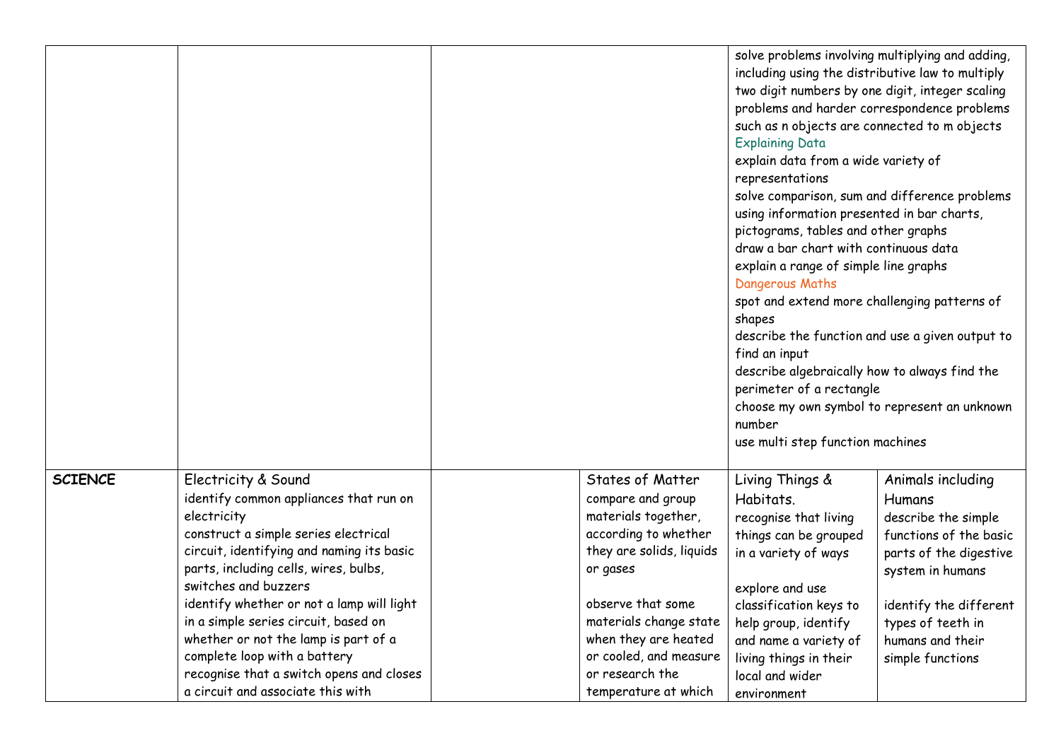| | | | | | |
|---|---|---|---|---|---|
| | | | | solve problems involving multiplying and adding, including using the distributive law to multiply two digit numbers by one digit, integer scaling problems and harder correspondence problems such as n objects are connected to m objects<br>Explaining Data<br>explain data from a wide variety of representations<br>solve comparison, sum and difference problems using information presented in bar charts, pictograms, tables and other graphs<br>draw a bar chart with continuous data<br>explain a range of simple line graphs<br>Dangerous Maths<br>spot and extend more challenging patterns of shapes<br>describe the function and use a given output to find an input<br>describe algebraically how to always find the perimeter of a rectangle<br>choose my own symbol to represent an unknown number<br>use multi step function machines | |
| **SCIENCE** | Electricity & Sound<br>identify common appliances that run on electricity<br>construct a simple series electrical circuit, identifying and naming its basic parts, including cells, wires, bulbs, switches and buzzers<br>identify whether or not a lamp will light in a simple series circuit, based on whether or not the lamp is part of a complete loop with a battery<br>recognise that a switch opens and closes a circuit and associate this with | | States of Matter<br>compare and group materials together, according to whether they are solids, liquids or gases<br><br>observe that some materials change state when they are heated or cooled, and measure or research the temperature at which | Living Things & Habitats.<br>recognise that living things can be grouped in a variety of ways<br><br>explore and use classification keys to help group, identify and name a variety of living things in their local and wider environment | Animals including Humans<br>describe the simple functions of the basic parts of the digestive system in humans<br><br>identify the different types of teeth in humans and their simple functions |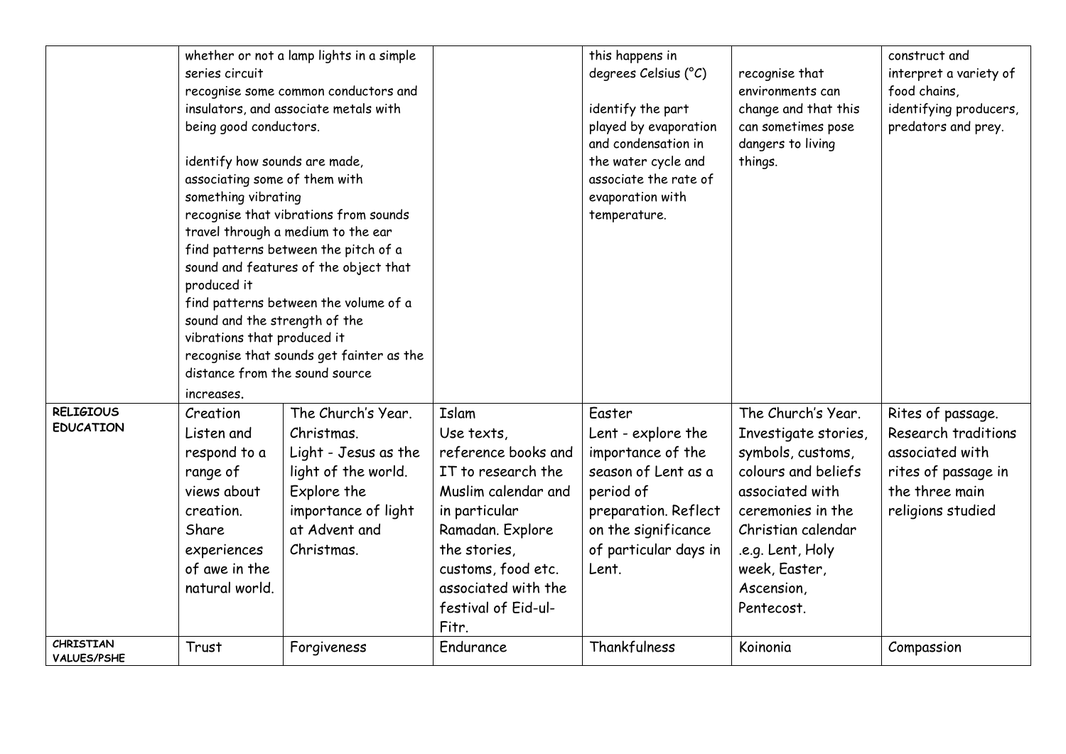| | | | | | | |
|---|---|---|---|---|---|---|
| | whether or not a lamp lights in a simple series circuit<br>recognise some common conductors and insulators, and associate metals with being good conductors.<br><br>identify how sounds are made, associating some of them with something vibrating<br>recognise that vibrations from sounds travel through a medium to the ear<br>find patterns between the pitch of a sound and features of the object that produced it<br>find patterns between the volume of a sound and the strength of the vibrations that produced it<br>recognise that sounds get fainter as the distance from the sound source increases. | | | this happens in degrees Celsius (°C)<br><br>identify the part played by evaporation and condensation in the water cycle and associate the rate of evaporation with temperature. | recognise that environments can change and that this can sometimes pose dangers to living things. | construct and interpret a variety of food chains, identifying producers, predators and prey. |
| **RELIGIOUS EDUCATION** | Creation<br>Listen and respond to a range of views about creation. Share experiences of awe in the natural world. | The Church's Year. Christmas.<br>Light - Jesus as the light of the world. Explore the importance of light at Advent and Christmas. | Islam<br>Use texts, reference books and IT to research the Muslim calendar and in particular Ramadan. Explore the stories, customs, food etc. associated with the festival of Eid-ul-Fitr. | Easter<br>Lent - explore the importance of the season of Lent as a period of preparation. Reflect on the significance of particular days in Lent. | The Church's Year. Investigate stories, symbols, customs, colours and beliefs associated with ceremonies in the Christian calendar .e.g. Lent, Holy week, Easter, Ascension, Pentecost. | Rites of passage. Research traditions associated with rites of passage in the three main religions studied |
| **CHRISTIAN VALUES/PSHE** | Trust | Forgiveness | Endurance | Thankfulness | Koinonia | Compassion |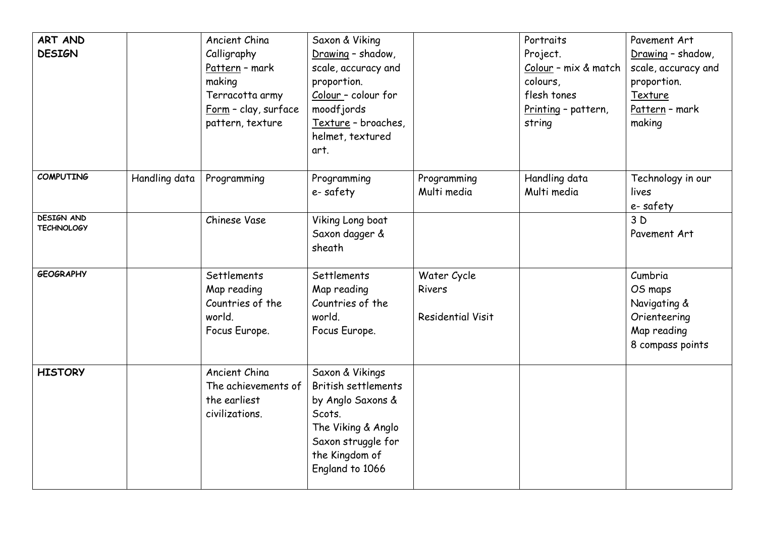| ART AND DESIGN | | Ancient China Calligraphy Pattern – mark making Terracotta army Form – clay, surface pattern, texture | Saxon & Viking Drawing – shadow, scale, accuracy and proportion. Colour – colour for moodfjords Texture – broaches, helmet, textured art. | | Portraits Project. Colour – mix & match colours, flesh tones Printing – pattern, string | Pavement Art Drawing – shadow, scale, accuracy and proportion. Texture Pattern – mark making |
|---|---|---|---|---|---|---|
| COMPUTING | Handling data | Programming | Programming e- safety | Programming Multi media | Handling data Multi media | Technology in our lives e- safety |
| DESIGN AND TECHNOLOGY | | Chinese Vase | Viking Long boat Saxon dagger & sheath | | | 3 D Pavement Art |
| GEOGRAPHY | | Settlements Map reading Countries of the world. Focus Europe. | Settlements Map reading Countries of the world. Focus Europe. | Water Cycle Rivers Residential Visit | | Cumbria OS maps Navigating & Orienteering Map reading 8 compass points |
| HISTORY | | Ancient China The achievements of the earliest civilizations. | Saxon & Vikings British settlements by Anglo Saxons & Scots. The Viking & Anglo Saxon struggle for the Kingdom of England to 1066 | | | |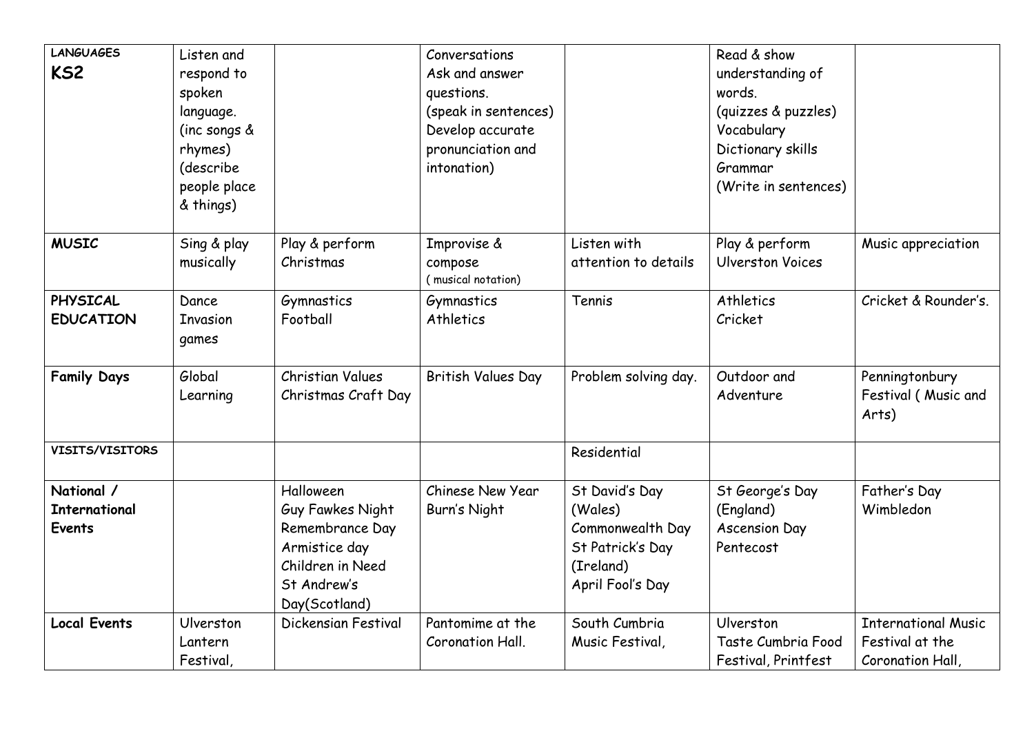| LANGUAGES KS2 | Listen and respond to spoken language. (inc songs & rhymes) (describe people place & things) | | Conversations Ask and answer questions. (speak in sentences) Develop accurate pronunciation and intonation) | | Read & show understanding of words. (quizzes & puzzles) Vocabulary Dictionary skills Grammar (Write in sentences) | |
|---|---|---|---|---|---|---|
| **MUSIC** | Sing & play musically | Play & perform Christmas | Improvise & compose ( musical notation) | Listen with attention to details | Play & perform Ulverston Voices | Music appreciation |
| **PHYSICAL EDUCATION** | Dance Invasion games | Gymnastics Football | Gymnastics Athletics | Tennis | Athletics Cricket | Cricket & Rounder's. |
| **Family Days** | Global Learning | Christian Values Christmas Craft Day | British Values Day | Problem solving day. | Outdoor and Adventure | Penningtonbury Festival ( Music and Arts) |
| **VISITS/VISITORS** | | | | Residential | | |
| **National / International Events** | | Halloween Guy Fawkes Night Remembrance Day Armistice day Children in Need St Andrew's Day(Scotland) | Chinese New Year Burn's Night | St David's Day (Wales) Commonwealth Day St Patrick's Day (Ireland) April Fool's Day | St George's Day (England) Ascension Day Pentecost | Father's Day Wimbledon |
| **Local Events** | Ulverston Lantern Festival, | Dickensian Festival | Pantomime at the Coronation Hall. | South Cumbria Music Festival, | Ulverston Taste Cumbria Food Festival, Printfest | International Music Festival at the Coronation Hall, |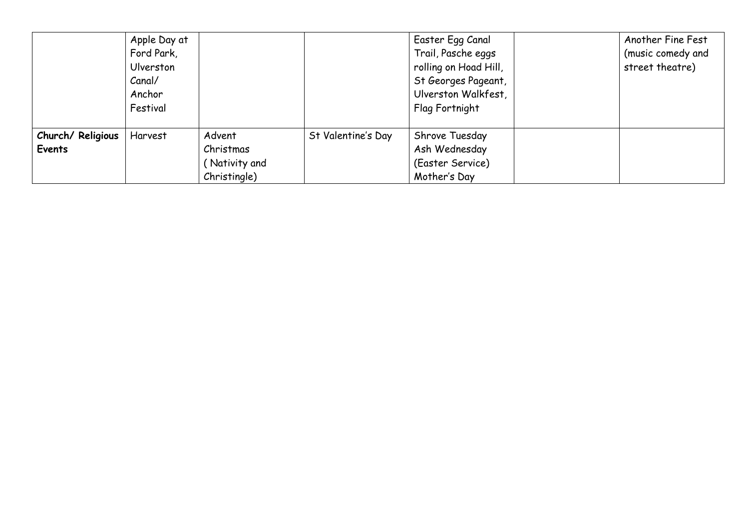| | | | | | | |
|---|---|---|---|---|---|---|
| | Apple Day at Ford Park, Ulverston Canal/ Anchor Festival | | | Easter Egg Canal Trail, Pasche eggs rolling on Hoad Hill, St Georges Pageant, Ulverston Walkfest, Flag Fortnight | | Another Fine Fest (music comedy and street theatre) |
| **Church/ Religious Events** | Harvest | Advent<br>Christmas<br>( Nativity and Christingle) | St Valentine's Day | Shrove Tuesday<br>Ash Wednesday<br>(Easter Service)<br>Mother's Day | | |